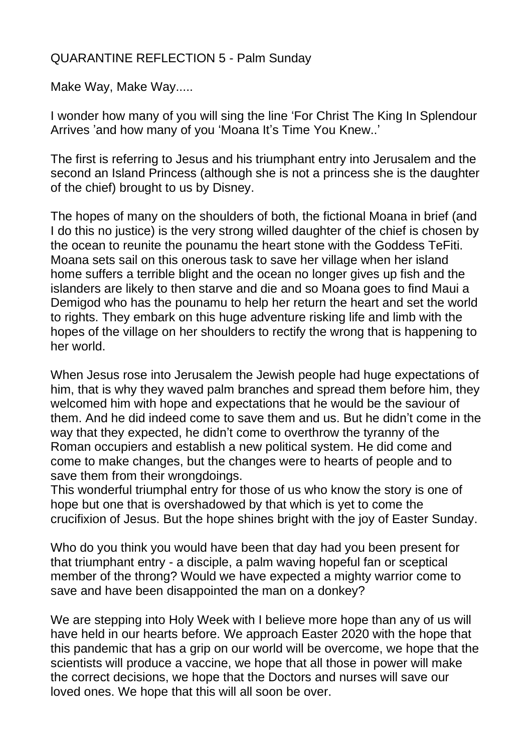# QUARANTINE REFLECTION 5 - Palm Sunday

Make Way, Make Way.....

I wonder how many of you will sing the line 'For Christ The King In Splendour Arrives 'and how many of you 'Moana It's Time You Knew..'

The first is referring to Jesus and his triumphant entry into Jerusalem and the second an Island Princess (although she is not a princess she is the daughter of the chief) brought to us by Disney.

The hopes of many on the shoulders of both, the fictional Moana in brief (and I do this no justice) is the very strong willed daughter of the chief is chosen by the ocean to reunite the pounamu the heart stone with the Goddess TeFiti. Moana sets sail on this onerous task to save her village when her island home suffers a terrible blight and the ocean no longer gives up fish and the islanders are likely to then starve and die and so Moana goes to find Maui a Demigod who has the pounamu to help her return the heart and set the world to rights. They embark on this huge adventure risking life and limb with the hopes of the village on her shoulders to rectify the wrong that is happening to her world.

When Jesus rose into Jerusalem the Jewish people had huge expectations of him, that is why they waved palm branches and spread them before him, they welcomed him with hope and expectations that he would be the saviour of them. And he did indeed come to save them and us. But he didn't come in the way that they expected, he didn't come to overthrow the tyranny of the Roman occupiers and establish a new political system. He did come and come to make changes, but the changes were to hearts of people and to save them from their wrongdoings.
This wonderful triumphal entry for those of us who know the story is one of hope but one that is overshadowed by that which is yet to come the crucifixion of Jesus. But the hope shines bright with the joy of Easter Sunday.

Who do you think you would have been that day had you been present for that triumphant entry - a disciple, a palm waving hopeful fan or sceptical member of the throng? Would we have expected a mighty warrior come to save and have been disappointed the man on a donkey?

We are stepping into Holy Week with I believe more hope than any of us will have held in our hearts before. We approach Easter 2020 with the hope that this pandemic that has a grip on our world will be overcome, we hope that the scientists will produce a vaccine, we hope that all those in power will make the correct decisions, we hope that the Doctors and nurses will save our loved ones. We hope that this will all soon be over.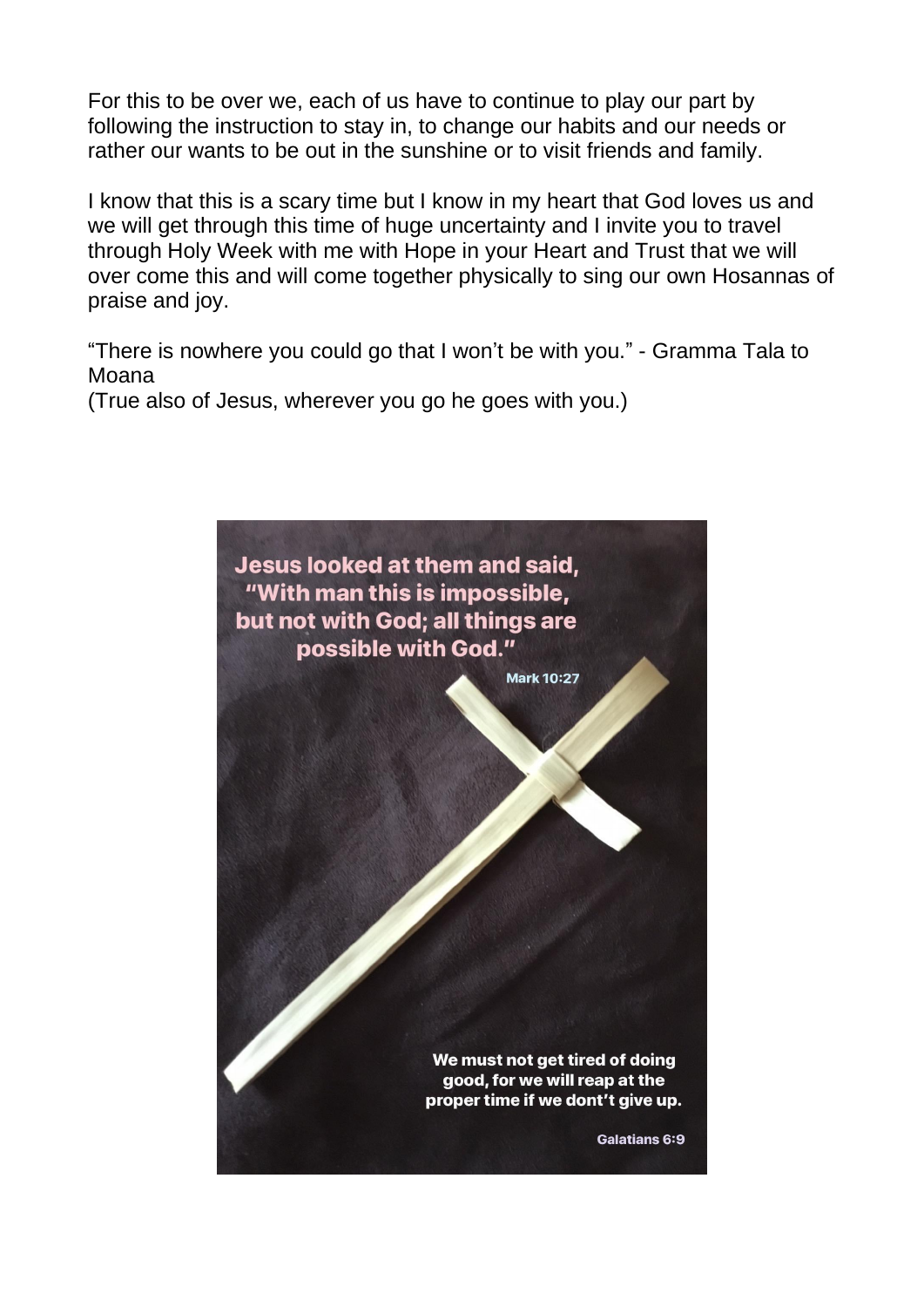For this to be over we, each of us have to continue to play our part by following the instruction to stay in, to change our habits and our needs or rather our wants to be out in the sunshine or to visit friends and family.

I know that this is a scary time but I know in my heart that God loves us and we will get through this time of huge uncertainty and I invite you to travel through Holy Week with me with Hope in your Heart and Trust that we will over come this and will come together physically to sing our own Hosannas of praise and joy.

"There is nowhere you could go that I won't be with you." - Gramma Tala to Moana
(True also of Jesus, wherever you go he goes with you.)

**Jesus looked at them and said, "With man this is impossible, but not with God; all things are possible with God."**

**Mark 10:27**

**We must not get tired of doing good, for we will reap at the proper time if we dont't give up.**

**Galatians 6:9**